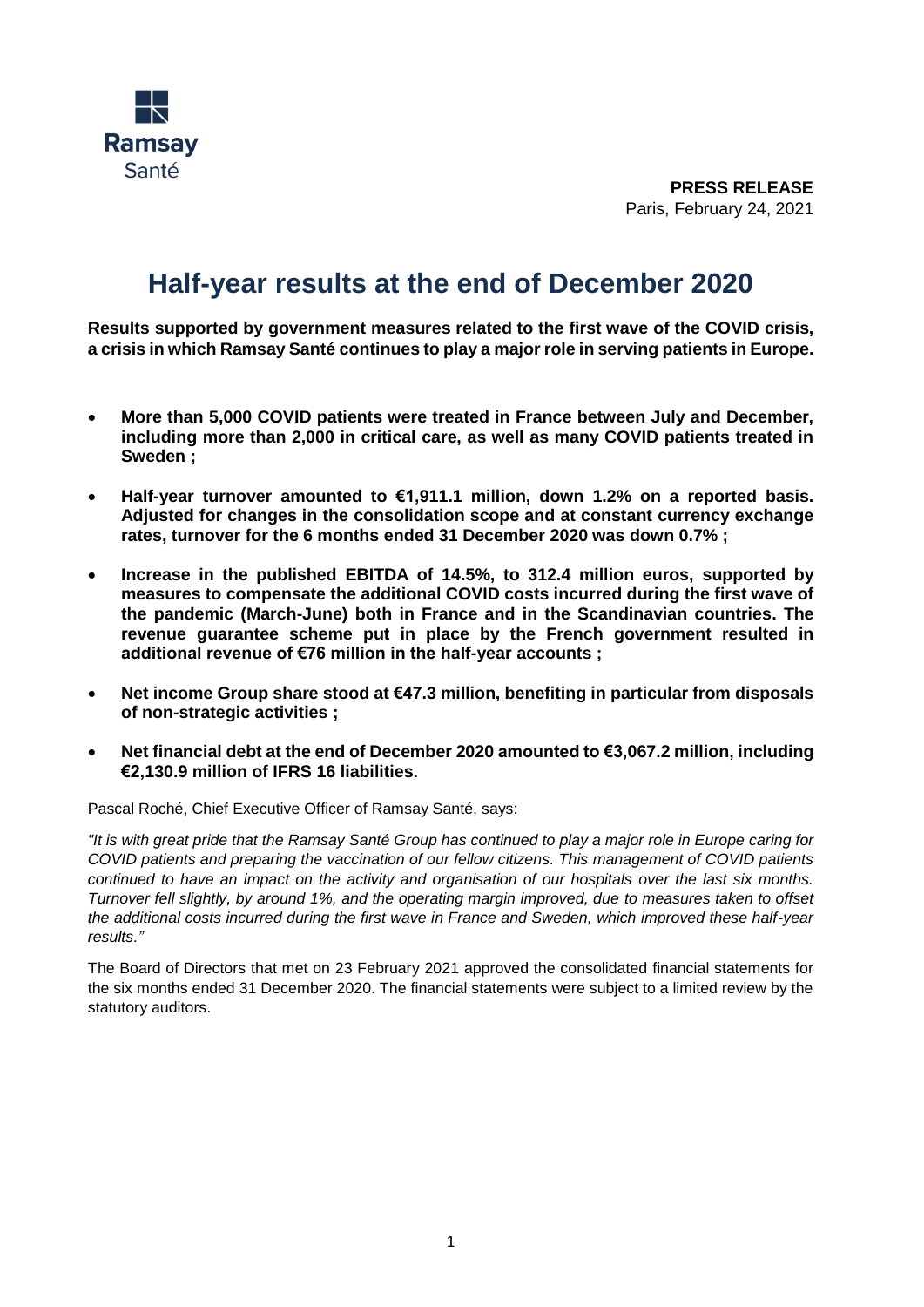Ramsay
Santé

**PRESS RELEASE**
Paris, February 24, 2021

# Half-year results at the end of December 2020

**Results supported by government measures related to the first wave of the COVID crisis, a crisis in which Ramsay Santé continues to play a major role in serving patients in Europe.**

- **More than 5,000 COVID patients were treated in France between July and December, including more than 2,000 in critical care, as well as many COVID patients treated in Sweden ;**
- **Half-year turnover amounted to €1,911.1 million, down 1.2% on a reported basis. Adjusted for changes in the consolidation scope and at constant currency exchange rates, turnover for the 6 months ended 31 December 2020 was down 0.7% ;**
- **Increase in the published EBITDA of 14.5%, to 312.4 million euros, supported by measures to compensate the additional COVID costs incurred during the first wave of the pandemic (March-June) both in France and in the Scandinavian countries. The revenue guarantee scheme put in place by the French government resulted in additional revenue of €76 million in the half-year accounts ;**
- **Net income Group share stood at €47.3 million, benefiting in particular from disposals of non-strategic activities ;**
- **Net financial debt at the end of December 2020 amounted to €3,067.2 million, including €2,130.9 million of IFRS 16 liabilities.**

Pascal Roché, Chief Executive Officer of Ramsay Santé, says:

*"It is with great pride that the Ramsay Santé Group has continued to play a major role in Europe caring for COVID patients and preparing the vaccination of our fellow citizens. This management of COVID patients continued to have an impact on the activity and organisation of our hospitals over the last six months. Turnover fell slightly, by around 1%, and the operating margin improved, due to measures taken to offset the additional costs incurred during the first wave in France and Sweden, which improved these half-year results."*

The Board of Directors that met on 23 February 2021 approved the consolidated financial statements for the six months ended 31 December 2020. The financial statements were subject to a limited review by the statutory auditors.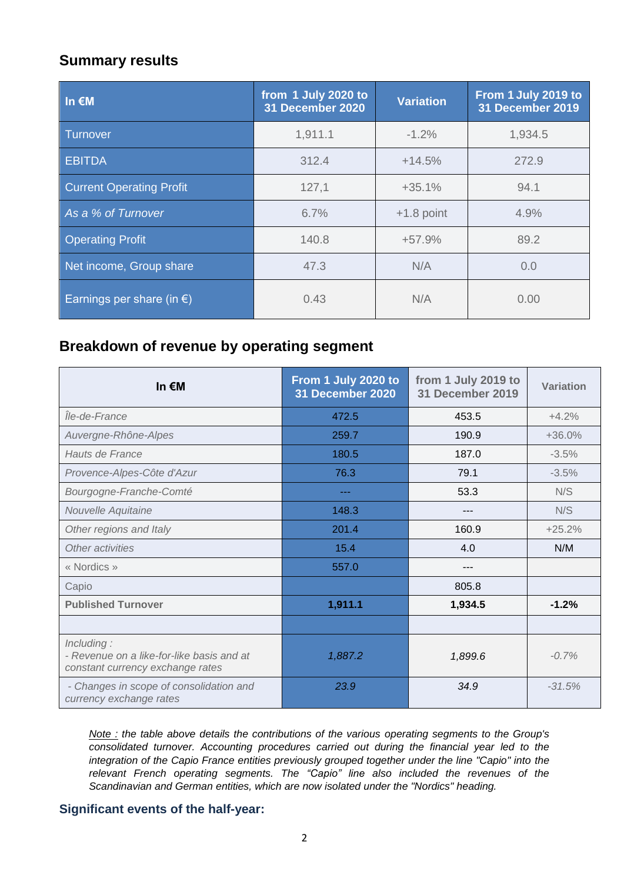## Summary results

| In €M | from 1 July 2020 to 31 December 2020 | Variation | From 1 July 2019 to 31 December 2019 |
|---|---|---|---|
| Turnover | 1,911.1 | -1.2% | 1,934.5 |
| EBITDA | 312.4 | +14.5% | 272.9 |
| Current Operating Profit | 127,1 | +35.1% | 94.1 |
| *As a % of Turnover* | 6.7% | +1.8 point | 4.9% |
| Operating Profit | 140.8 | +57.9% | 89.2 |
| Net income, Group share | 47.3 | N/A | 0.0 |
| Earnings per share (in €) | 0.43 | N/A | 0.00 |

## Breakdown of revenue by operating segment

| In €M | From 1 July 2020 to 31 December 2020 | from 1 July 2019 to 31 December 2019 | Variation |
|---|---|---|---|
| *Île-de-France* | 472.5 | 453.5 | +4.2% |
| *Auvergne-Rhône-Alpes* | 259.7 | 190.9 | +36.0% |
| *Hauts de France* | 180.5 | 187.0 | -3.5% |
| *Provence-Alpes-Côte d'Azur* | 76.3 | 79.1 | -3.5% |
| *Bourgogne-Franche-Comté* | --- | 53.3 | N/S |
| *Nouvelle Aquitaine* | 148.3 | --- | N/S |
| *Other regions and Italy* | 201.4 | 160.9 | +25.2% |
| *Other activities* | 15.4 | 4.0 | N/M |
| « Nordics » | 557.0 | --- | |
| Capio | | 805.8 | |
| **Published Turnover** | **1,911.1** | **1,934.5** | **-1.2%** |
| | | | |
| *Including :*<br>*- Revenue on a like-for-like basis and at constant currency exchange rates* | *1,887.2* | *1,899.6* | *-0.7%* |
| *- Changes in scope of consolidation and currency exchange rates* | *23.9* | *34.9* | *-31.5%* |

*Note : the table above details the contributions of the various operating segments to the Group's consolidated turnover. Accounting procedures carried out during the financial year led to the integration of the Capio France entities previously grouped together under the line "Capio" into the relevant French operating segments. The "Capio" line also included the revenues of the Scandinavian and German entities, which are now isolated under the "Nordics" heading.*

### Significant events of the half-year: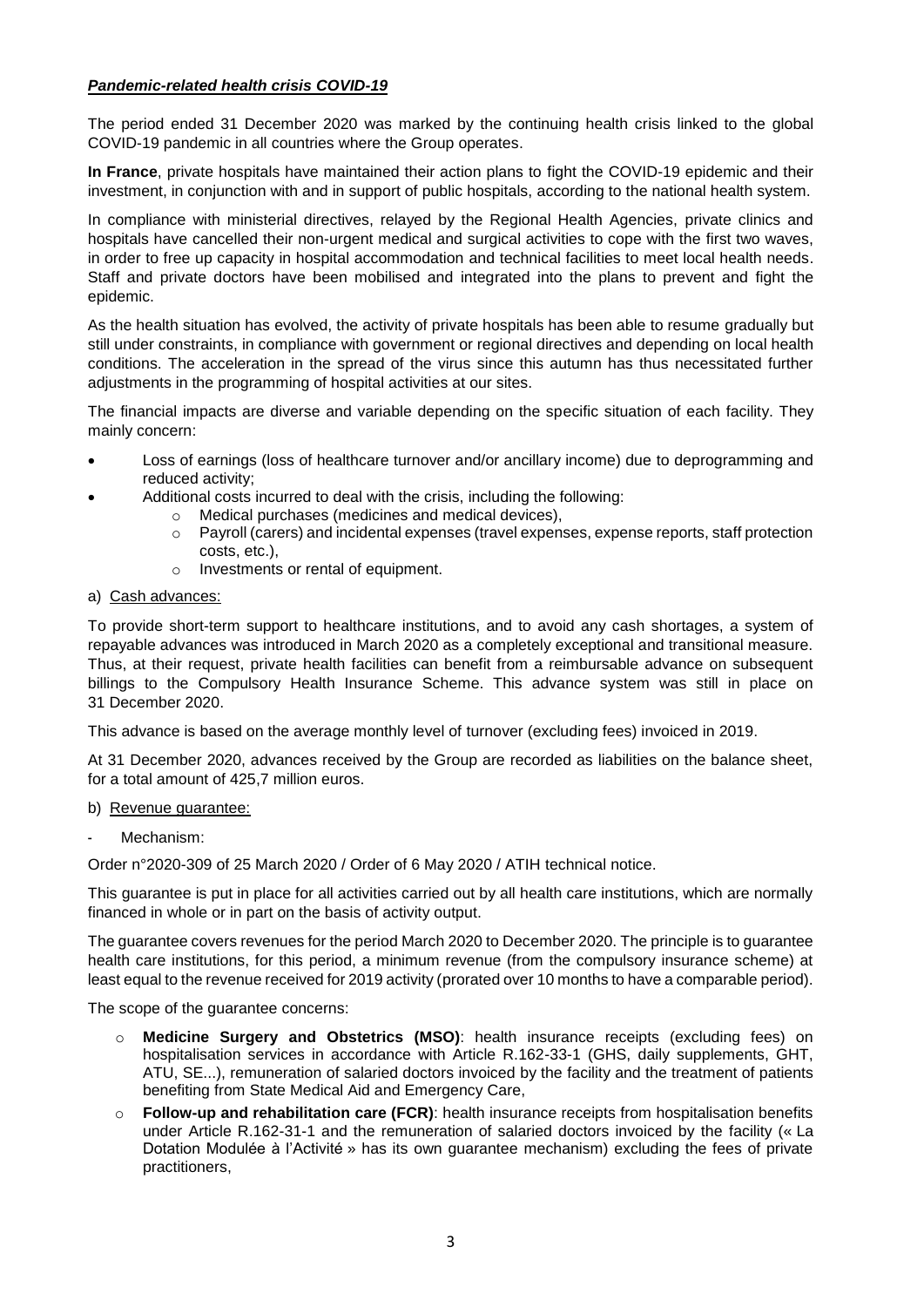***Pandemic-related health crisis COVID-19***

The period ended 31 December 2020 was marked by the continuing health crisis linked to the global COVID-19 pandemic in all countries where the Group operates.

**In France**, private hospitals have maintained their action plans to fight the COVID-19 epidemic and their investment, in conjunction with and in support of public hospitals, according to the national health system.

In compliance with ministerial directives, relayed by the Regional Health Agencies, private clinics and hospitals have cancelled their non-urgent medical and surgical activities to cope with the first two waves, in order to free up capacity in hospital accommodation and technical facilities to meet local health needs. Staff and private doctors have been mobilised and integrated into the plans to prevent and fight the epidemic.

As the health situation has evolved, the activity of private hospitals has been able to resume gradually but still under constraints, in compliance with government or regional directives and depending on local health conditions. The acceleration in the spread of the virus since this autumn has thus necessitated further adjustments in the programming of hospital activities at our sites.

The financial impacts are diverse and variable depending on the specific situation of each facility. They mainly concern:

- Loss of earnings (loss of healthcare turnover and/or ancillary income) due to deprogramming and reduced activity;
- Additional costs incurred to deal with the crisis, including the following:
  - Medical purchases (medicines and medical devices),
  - Payroll (carers) and incidental expenses (travel expenses, expense reports, staff protection costs, etc.),
  - Investments or rental of equipment.

a) Cash advances:

To provide short-term support to healthcare institutions, and to avoid any cash shortages, a system of repayable advances was introduced in March 2020 as a completely exceptional and transitional measure. Thus, at their request, private health facilities can benefit from a reimbursable advance on subsequent billings to the Compulsory Health Insurance Scheme. This advance system was still in place on 31 December 2020.

This advance is based on the average monthly level of turnover (excluding fees) invoiced in 2019.

At 31 December 2020, advances received by the Group are recorded as liabilities on the balance sheet, for a total amount of 425,7 million euros.

b) Revenue guarantee:

- Mechanism:

Order n°2020-309 of 25 March 2020 / Order of 6 May 2020 / ATIH technical notice.

This guarantee is put in place for all activities carried out by all health care institutions, which are normally financed in whole or in part on the basis of activity output.

The guarantee covers revenues for the period March 2020 to December 2020. The principle is to guarantee health care institutions, for this period, a minimum revenue (from the compulsory insurance scheme) at least equal to the revenue received for 2019 activity (prorated over 10 months to have a comparable period).

The scope of the guarantee concerns:

- **Medicine Surgery and Obstetrics (MSO)**: health insurance receipts (excluding fees) on hospitalisation services in accordance with Article R.162-33-1 (GHS, daily supplements, GHT, ATU, SE...), remuneration of salaried doctors invoiced by the facility and the treatment of patients benefiting from State Medical Aid and Emergency Care,
- **Follow-up and rehabilitation care (FCR)**: health insurance receipts from hospitalisation benefits under Article R.162-31-1 and the remuneration of salaried doctors invoiced by the facility (« La Dotation Modulée à l'Activité » has its own guarantee mechanism) excluding the fees of private practitioners,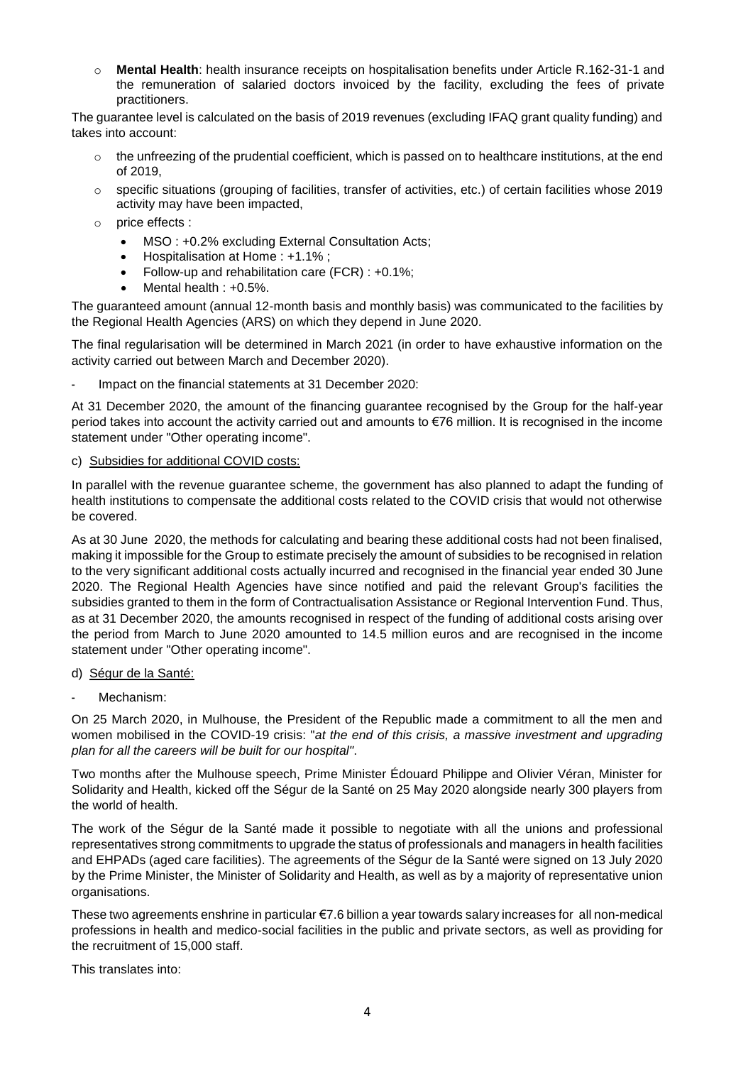- **Mental Health**: health insurance receipts on hospitalisation benefits under Article R.162-31-1 and the remuneration of salaried doctors invoiced by the facility, excluding the fees of private practitioners.

The guarantee level is calculated on the basis of 2019 revenues (excluding IFAQ grant quality funding) and takes into account:

- the unfreezing of the prudential coefficient, which is passed on to healthcare institutions, at the end of 2019,
- specific situations (grouping of facilities, transfer of activities, etc.) of certain facilities whose 2019 activity may have been impacted,
- price effects :
  - MSO : +0.2% excluding External Consultation Acts;
  - Hospitalisation at Home : +1.1% ;
  - Follow-up and rehabilitation care (FCR) : +0.1%;
  - Mental health : +0.5%.

The guaranteed amount (annual 12-month basis and monthly basis) was communicated to the facilities by the Regional Health Agencies (ARS) on which they depend in June 2020.

The final regularisation will be determined in March 2021 (in order to have exhaustive information on the activity carried out between March and December 2020).

- Impact on the financial statements at 31 December 2020:

At 31 December 2020, the amount of the financing guarantee recognised by the Group for the half-year period takes into account the activity carried out and amounts to €76 million. It is recognised in the income statement under "Other operating income".

c) Subsidies for additional COVID costs:

In parallel with the revenue guarantee scheme, the government has also planned to adapt the funding of health institutions to compensate the additional costs related to the COVID crisis that would not otherwise be covered.

As at 30 June 2020, the methods for calculating and bearing these additional costs had not been finalised, making it impossible for the Group to estimate precisely the amount of subsidies to be recognised in relation to the very significant additional costs actually incurred and recognised in the financial year ended 30 June 2020. The Regional Health Agencies have since notified and paid the relevant Group's facilities the subsidies granted to them in the form of Contractualisation Assistance or Regional Intervention Fund. Thus, as at 31 December 2020, the amounts recognised in respect of the funding of additional costs arising over the period from March to June 2020 amounted to 14.5 million euros and are recognised in the income statement under "Other operating income".

d) Ségur de la Santé:

- Mechanism:

On 25 March 2020, in Mulhouse, the President of the Republic made a commitment to all the men and women mobilised in the COVID-19 crisis: "*at the end of this crisis, a massive investment and upgrading plan for all the careers will be built for our hospital*".

Two months after the Mulhouse speech, Prime Minister Édouard Philippe and Olivier Véran, Minister for Solidarity and Health, kicked off the Ségur de la Santé on 25 May 2020 alongside nearly 300 players from the world of health.

The work of the Ségur de la Santé made it possible to negotiate with all the unions and professional representatives strong commitments to upgrade the status of professionals and managers in health facilities and EHPADs (aged care facilities). The agreements of the Ségur de la Santé were signed on 13 July 2020 by the Prime Minister, the Minister of Solidarity and Health, as well as by a majority of representative union organisations.

These two agreements enshrine in particular €7.6 billion a year towards salary increases for all non-medical professions in health and medico-social facilities in the public and private sectors, as well as providing for the recruitment of 15,000 staff.

This translates into: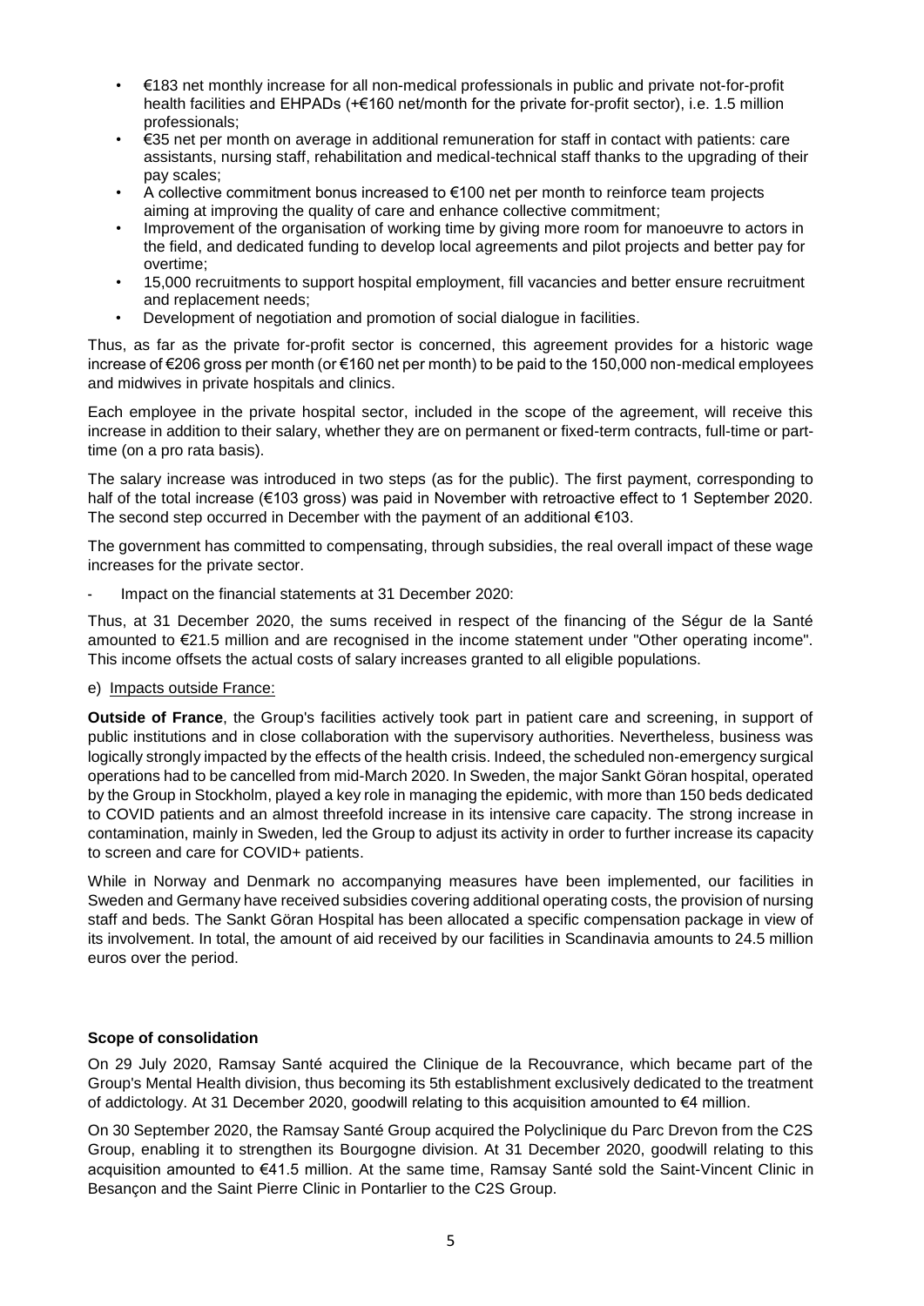- €183 net monthly increase for all non-medical professionals in public and private not-for-profit health facilities and EHPADs (+€160 net/month for the private for-profit sector), i.e. 1.5 million professionals;
- €35 net per month on average in additional remuneration for staff in contact with patients: care assistants, nursing staff, rehabilitation and medical-technical staff thanks to the upgrading of their pay scales;
- A collective commitment bonus increased to €100 net per month to reinforce team projects aiming at improving the quality of care and enhance collective commitment;
- Improvement of the organisation of working time by giving more room for manoeuvre to actors in the field, and dedicated funding to develop local agreements and pilot projects and better pay for overtime;
- 15,000 recruitments to support hospital employment, fill vacancies and better ensure recruitment and replacement needs;
- Development of negotiation and promotion of social dialogue in facilities.

Thus, as far as the private for-profit sector is concerned, this agreement provides for a historic wage increase of €206 gross per month (or €160 net per month) to be paid to the 150,000 non-medical employees and midwives in private hospitals and clinics.

Each employee in the private hospital sector, included in the scope of the agreement, will receive this increase in addition to their salary, whether they are on permanent or fixed-term contracts, full-time or part-time (on a pro rata basis).

The salary increase was introduced in two steps (as for the public). The first payment, corresponding to half of the total increase (€103 gross) was paid in November with retroactive effect to 1 September 2020. The second step occurred in December with the payment of an additional €103.

The government has committed to compensating, through subsidies, the real overall impact of these wage increases for the private sector.

- Impact on the financial statements at 31 December 2020:

Thus, at 31 December 2020, the sums received in respect of the financing of the Ségur de la Santé amounted to €21.5 million and are recognised in the income statement under "Other operating income". This income offsets the actual costs of salary increases granted to all eligible populations.

e) Impacts outside France:

**Outside of France**, the Group's facilities actively took part in patient care and screening, in support of public institutions and in close collaboration with the supervisory authorities. Nevertheless, business was logically strongly impacted by the effects of the health crisis. Indeed, the scheduled non-emergency surgical operations had to be cancelled from mid-March 2020. In Sweden, the major Sankt Göran hospital, operated by the Group in Stockholm, played a key role in managing the epidemic, with more than 150 beds dedicated to COVID patients and an almost threefold increase in its intensive care capacity. The strong increase in contamination, mainly in Sweden, led the Group to adjust its activity in order to further increase its capacity to screen and care for COVID+ patients.

While in Norway and Denmark no accompanying measures have been implemented, our facilities in Sweden and Germany have received subsidies covering additional operating costs, the provision of nursing staff and beds. The Sankt Göran Hospital has been allocated a specific compensation package in view of its involvement. In total, the amount of aid received by our facilities in Scandinavia amounts to 24.5 million euros over the period.

**Scope of consolidation**

On 29 July 2020, Ramsay Santé acquired the Clinique de la Recouvrance, which became part of the Group's Mental Health division, thus becoming its 5th establishment exclusively dedicated to the treatment of addictology. At 31 December 2020, goodwill relating to this acquisition amounted to €4 million.

On 30 September 2020, the Ramsay Santé Group acquired the Polyclinique du Parc Drevon from the C2S Group, enabling it to strengthen its Bourgogne division. At 31 December 2020, goodwill relating to this acquisition amounted to €41.5 million. At the same time, Ramsay Santé sold the Saint-Vincent Clinic in Besançon and the Saint Pierre Clinic in Pontarlier to the C2S Group.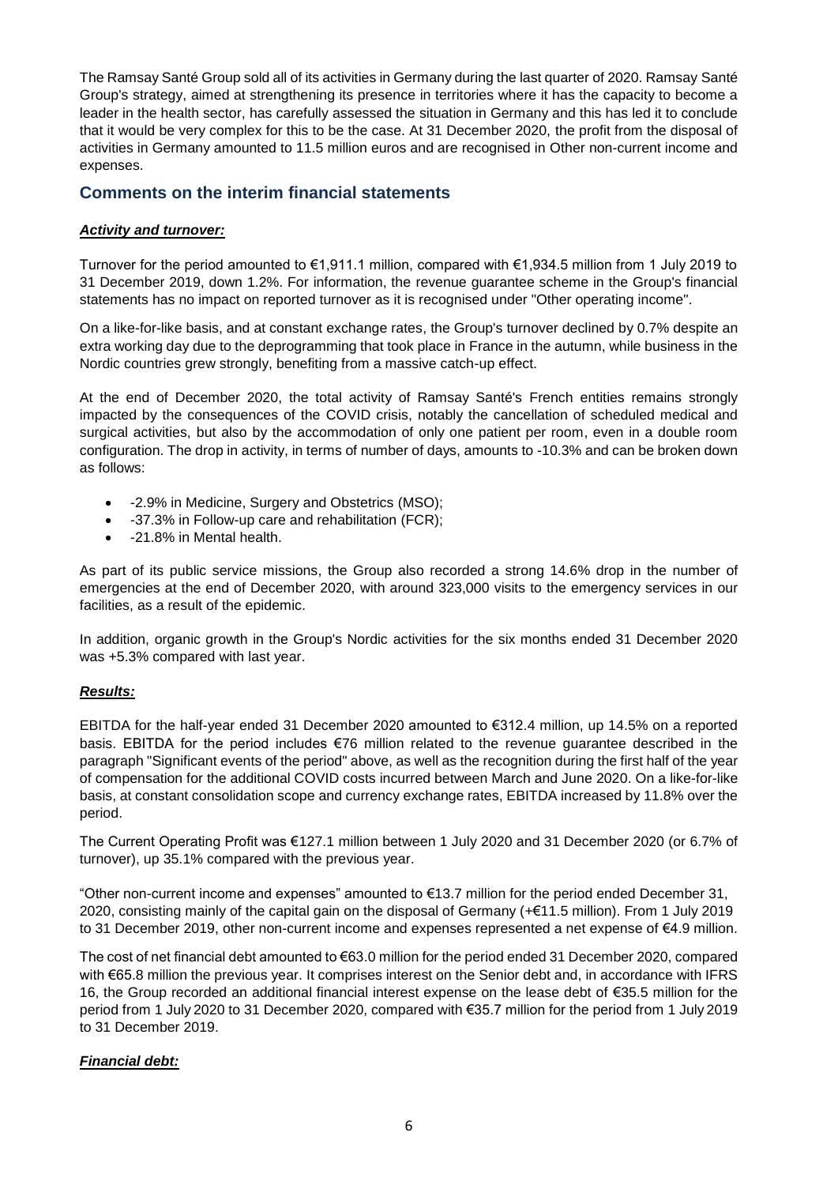The Ramsay Santé Group sold all of its activities in Germany during the last quarter of 2020. Ramsay Santé Group's strategy, aimed at strengthening its presence in territories where it has the capacity to become a leader in the health sector, has carefully assessed the situation in Germany and this has led it to conclude that it would be very complex for this to be the case. At 31 December 2020, the profit from the disposal of activities in Germany amounted to 11.5 million euros and are recognised in Other non-current income and expenses.

## Comments on the interim financial statements

***Activity and turnover:***

Turnover for the period amounted to €1,911.1 million, compared with €1,934.5 million from 1 July 2019 to 31 December 2019, down 1.2%. For information, the revenue guarantee scheme in the Group's financial statements has no impact on reported turnover as it is recognised under "Other operating income".

On a like-for-like basis, and at constant exchange rates, the Group's turnover declined by 0.7% despite an extra working day due to the deprogramming that took place in France in the autumn, while business in the Nordic countries grew strongly, benefiting from a massive catch-up effect.

At the end of December 2020, the total activity of Ramsay Santé's French entities remains strongly impacted by the consequences of the COVID crisis, notably the cancellation of scheduled medical and surgical activities, but also by the accommodation of only one patient per room, even in a double room configuration. The drop in activity, in terms of number of days, amounts to -10.3% and can be broken down as follows:

- -2.9% in Medicine, Surgery and Obstetrics (MSO);
- -37.3% in Follow-up care and rehabilitation (FCR);
- -21.8% in Mental health.

As part of its public service missions, the Group also recorded a strong 14.6% drop in the number of emergencies at the end of December 2020, with around 323,000 visits to the emergency services in our facilities, as a result of the epidemic.

In addition, organic growth in the Group's Nordic activities for the six months ended 31 December 2020 was +5.3% compared with last year.

***Results:***

EBITDA for the half-year ended 31 December 2020 amounted to €312.4 million, up 14.5% on a reported basis. EBITDA for the period includes €76 million related to the revenue guarantee described in the paragraph "Significant events of the period" above, as well as the recognition during the first half of the year of compensation for the additional COVID costs incurred between March and June 2020. On a like-for-like basis, at constant consolidation scope and currency exchange rates, EBITDA increased by 11.8% over the period.

The Current Operating Profit was €127.1 million between 1 July 2020 and 31 December 2020 (or 6.7% of turnover), up 35.1% compared with the previous year.

"Other non-current income and expenses" amounted to €13.7 million for the period ended December 31, 2020, consisting mainly of the capital gain on the disposal of Germany (+€11.5 million). From 1 July 2019 to 31 December 2019, other non-current income and expenses represented a net expense of €4.9 million.

The cost of net financial debt amounted to €63.0 million for the period ended 31 December 2020, compared with €65.8 million the previous year. It comprises interest on the Senior debt and, in accordance with IFRS 16, the Group recorded an additional financial interest expense on the lease debt of €35.5 million for the period from 1 July 2020 to 31 December 2020, compared with €35.7 million for the period from 1 July 2019 to 31 December 2019.

***Financial debt:***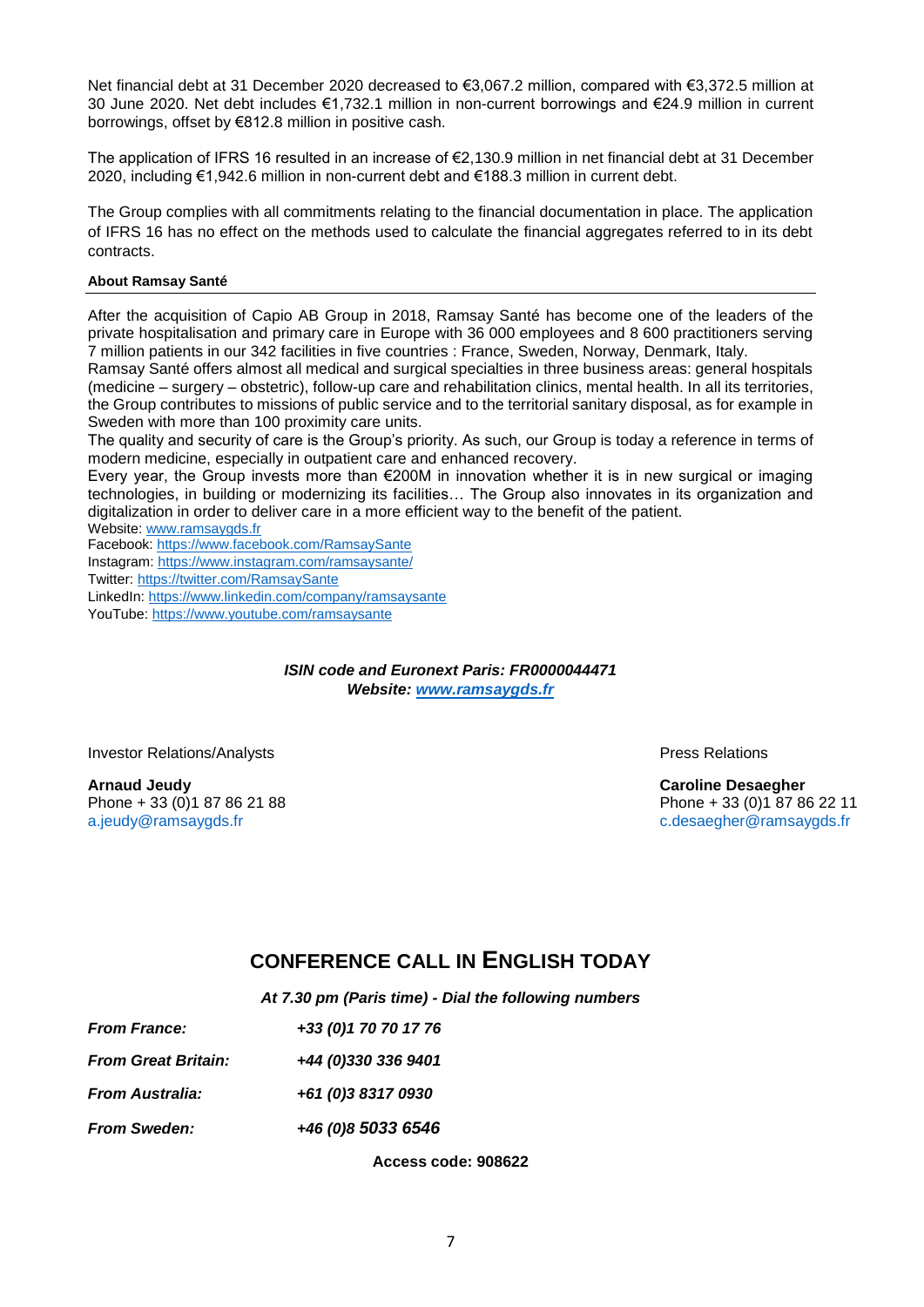Net financial debt at 31 December 2020 decreased to €3,067.2 million, compared with €3,372.5 million at 30 June 2020. Net debt includes €1,732.1 million in non-current borrowings and €24.9 million in current borrowings, offset by €812.8 million in positive cash.

The application of IFRS 16 resulted in an increase of €2,130.9 million in net financial debt at 31 December 2020, including €1,942.6 million in non-current debt and €188.3 million in current debt.

The Group complies with all commitments relating to the financial documentation in place. The application of IFRS 16 has no effect on the methods used to calculate the financial aggregates referred to in its debt contracts.

**About Ramsay Santé**

After the acquisition of Capio AB Group in 2018, Ramsay Santé has become one of the leaders of the private hospitalisation and primary care in Europe with 36 000 employees and 8 600 practitioners serving 7 million patients in our 342 facilities in five countries : France, Sweden, Norway, Denmark, Italy.
Ramsay Santé offers almost all medical and surgical specialties in three business areas: general hospitals (medicine – surgery – obstetric), follow-up care and rehabilitation clinics, mental health. In all its territories, the Group contributes to missions of public service and to the territorial sanitary disposal, as for example in Sweden with more than 100 proximity care units.
The quality and security of care is the Group's priority. As such, our Group is today a reference in terms of modern medicine, especially in outpatient care and enhanced recovery.
Every year, the Group invests more than €200M in innovation whether it is in new surgical or imaging technologies, in building or modernizing its facilities… The Group also innovates in its organization and digitalization in order to deliver care in a more efficient way to the benefit of the patient.
Website: www.ramsaygds.fr
Facebook: https://www.facebook.com/RamsaySante
Instagram: https://www.instagram.com/ramsaysante/
Twitter: https://twitter.com/RamsaySante
LinkedIn: https://www.linkedin.com/company/ramsaysante
YouTube: https://www.youtube.com/ramsaysante

***ISIN code and Euronext Paris: FR0000044471***
***Website: www.ramsaygds.fr***

Investor Relations/Analysts

**Arnaud Jeudy**
Phone + 33 (0)1 87 86 21 88
a.jeudy@ramsaygds.fr

Press Relations

**Caroline Desaegher**
Phone + 33 (0)1 87 86 22 11
c.desaegher@ramsaygds.fr

## CONFERENCE CALL IN ENGLISH TODAY

***At 7.30 pm (Paris time) - Dial the following numbers***

***From France:*** ***+33 (0)1 70 70 17 76***

***From Great Britain:*** ***+44 (0)330 336 9401***

***From Australia:*** ***+61 (0)3 8317 0930***

***From Sweden:*** ***+46 (0)8 5033 6546***

**Access code: 908622**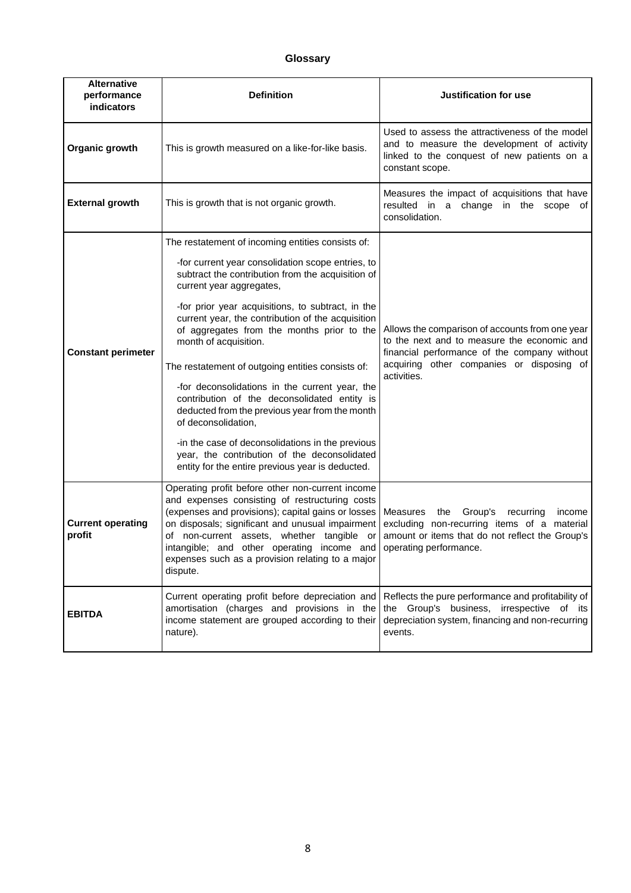# Glossary

| Alternative performance indicators | Definition | Justification for use |
|---|---|---|
| **Organic growth** | This is growth measured on a like-for-like basis. | Used to assess the attractiveness of the model and to measure the development of activity linked to the conquest of new patients on a constant scope. |
| **External growth** | This is growth that is not organic growth. | Measures the impact of acquisitions that have resulted in a change in the scope of consolidation. |
| **Constant perimeter** | The restatement of incoming entities consists of:<br>-for current year consolidation scope entries, to subtract the contribution from the acquisition of current year aggregates,<br>-for prior year acquisitions, to subtract, in the current year, the contribution of the acquisition of aggregates from the months prior to the month of acquisition.<br>The restatement of outgoing entities consists of:<br>-for deconsolidations in the current year, the contribution of the deconsolidated entity is deducted from the previous year from the month of deconsolidation,<br>-in the case of deconsolidations in the previous year, the contribution of the deconsolidated entity for the entire previous year is deducted. | Allows the comparison of accounts from one year to the next and to measure the economic and financial performance of the company without acquiring other companies or disposing of activities. |
| **Current operating profit** | Operating profit before other non-current income and expenses consisting of restructuring costs (expenses and provisions); capital gains or losses on disposals; significant and unusual impairment of non-current assets, whether tangible or intangible; and other operating income and expenses such as a provision relating to a major dispute. | Measures the Group's recurring income excluding non-recurring items of a material amount or items that do not reflect the Group's operating performance. |
| **EBITDA** | Current operating profit before depreciation and amortisation (charges and provisions in the income statement are grouped according to their nature). | Reflects the pure performance and profitability of the Group's business, irrespective of its depreciation system, financing and non-recurring events. |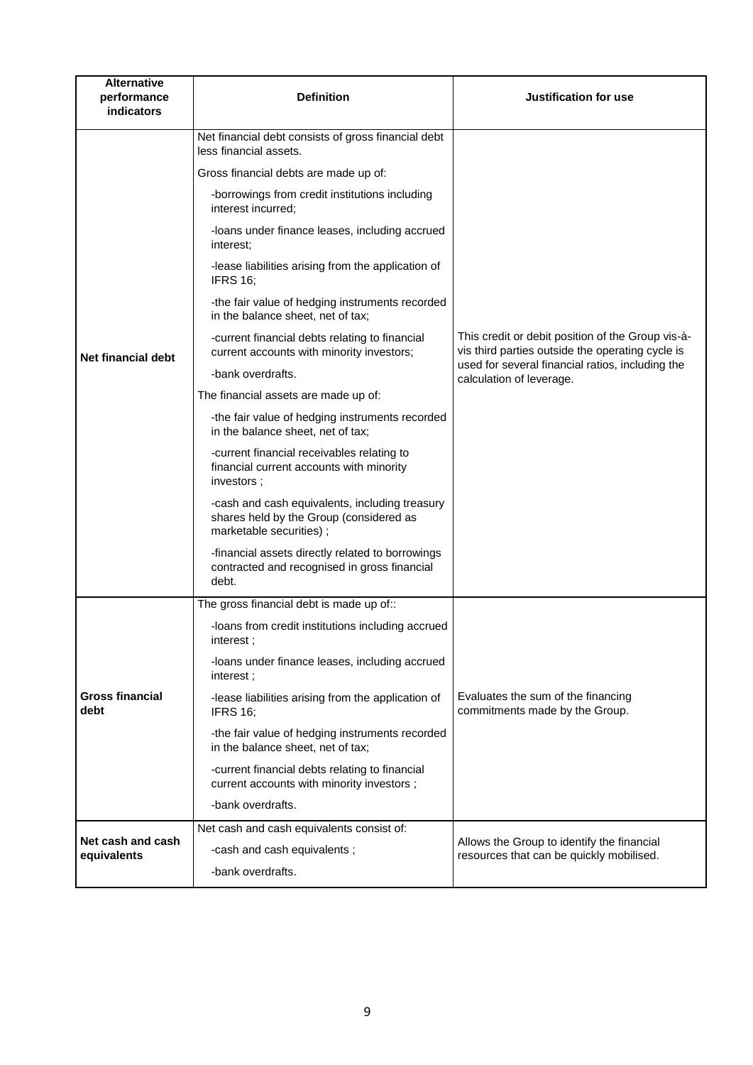| Alternative performance indicators | Definition | Justification for use |
| --- | --- | --- |
| **Net financial debt** | Net financial debt consists of gross financial debt less financial assets.<br>Gross financial debts are made up of:<br>-borrowings from credit institutions including interest incurred;<br>-loans under finance leases, including accrued interest;<br>-lease liabilities arising from the application of IFRS 16;<br>-the fair value of hedging instruments recorded in the balance sheet, net of tax;<br>-current financial debts relating to financial current accounts with minority investors;<br>-bank overdrafts.<br>The financial assets are made up of:<br>-the fair value of hedging instruments recorded in the balance sheet, net of tax;<br>-current financial receivables relating to financial current accounts with minority investors ;<br>-cash and cash equivalents, including treasury shares held by the Group (considered as marketable securities) ;<br>-financial assets directly related to borrowings contracted and recognised in gross financial debt. | This credit or debit position of the Group vis-à-vis third parties outside the operating cycle is used for several financial ratios, including the calculation of leverage. |
| **Gross financial debt** | The gross financial debt is made up of::<br>-loans from credit institutions including accrued interest ;<br>-loans under finance leases, including accrued interest ;<br>-lease liabilities arising from the application of IFRS 16;<br>-the fair value of hedging instruments recorded in the balance sheet, net of tax;<br>-current financial debts relating to financial current accounts with minority investors ;<br>-bank overdrafts. | Evaluates the sum of the financing commitments made by the Group. |
| **Net cash and cash equivalents** | Net cash and cash equivalents consist of:<br>-cash and cash equivalents ;<br>-bank overdrafts. | Allows the Group to identify the financial resources that can be quickly mobilised. |